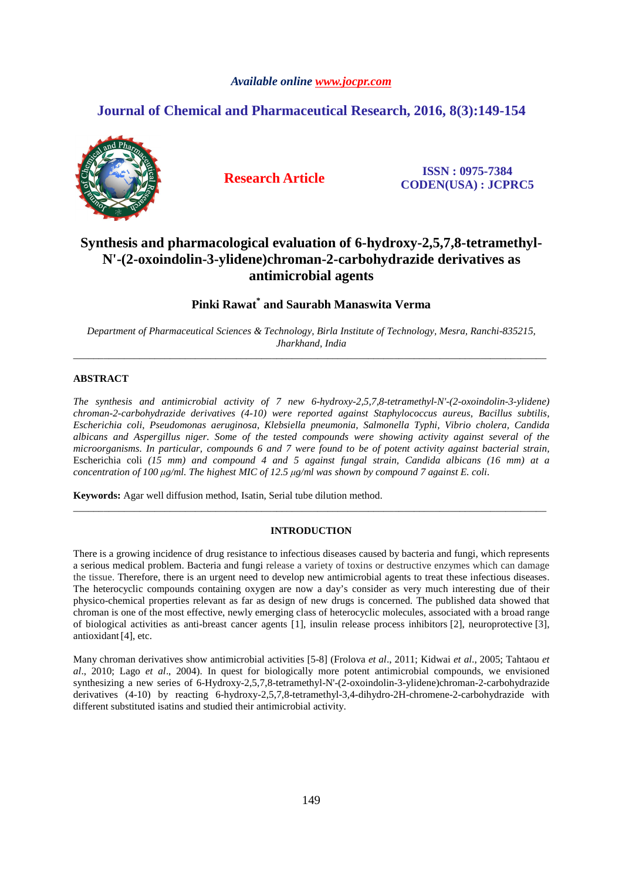*Available online www.jocpr.com*

## Journal of Chemical and Pharmaceutical Research, 2016, 8(3):149-154

**Research Article**

**ISSN : 0975-7384**
**CODEN(USA) : JCPRC5**

# Synthesis and pharmacological evaluation of 6-hydroxy-2,5,7,8-tetramethyl-N'-(2-oxoindolin-3-ylidene)chroman-2-carbohydrazide derivatives as antimicrobial agents

**Pinki Rawat[*] and Saurabh Manaswita Verma**

*Department of Pharmaceutical Sciences & Technology, Birla Institute of Technology, Mesra, Ranchi-835215, Jharkhand, India*

---

## ABSTRACT

*The synthesis and antimicrobial activity of 7 new 6-hydroxy-2,5,7,8-tetramethyl-N'-(2-oxoindolin-3-ylidene) chroman-2-carbohydrazide derivatives (4-10) were reported against Staphylococcus aureus, Bacillus subtilis, Escherichia coli, Pseudomonas aeruginosa, Klebsiella pneumonia, Salmonella Typhi, Vibrio cholera, Candida albicans and Aspergillus niger. Some of the tested compounds were showing activity against several of the microorganisms. In particular, compounds 6 and 7 were found to be of potent activity against bacterial strain,* Escherichia coli *(15 mm) and compound 4 and 5 against fungal strain, Candida albicans (16 mm) at a concentration of 100 μg/ml. The highest MIC of 12.5 μg/ml was shown by compound 7 against E. coli.*

**Keywords:** Agar well diffusion method, Isatin, Serial tube dilution method.

---

## INTRODUCTION

There is a growing incidence of drug resistance to infectious diseases caused by bacteria and fungi, which represents a serious medical problem. Bacteria and fungi release a variety of toxins or destructive enzymes which can damage the tissue. Therefore, there is an urgent need to develop new antimicrobial agents to treat these infectious diseases. The heterocyclic compounds containing oxygen are now a day's consider as very much interesting due of their physico-chemical properties relevant as far as design of new drugs is concerned. The published data showed that chroman is one of the most effective, newly emerging class of heterocyclic molecules, associated with a broad range of biological activities as anti-breast cancer agents [1], insulin release process inhibitors [2], neuroprotective [3], antioxidant [4], etc.

Many chroman derivatives show antimicrobial activities [5-8] (Frolova *et al*., 2011; Kidwai *et al*., 2005; Tahtaou *et al*., 2010; Lago *et al*., 2004). In quest for biologically more potent antimicrobial compounds, we envisioned synthesizing a new series of 6-Hydroxy-2,5,7,8-tetramethyl-N'-(2-oxoindolin-3-ylidene)chroman-2-carbohydrazide derivatives (4-10) by reacting 6-hydroxy-2,5,7,8-tetramethyl-3,4-dihydro-2H-chromene-2-carbohydrazide with different substituted isatins and studied their antimicrobial activity.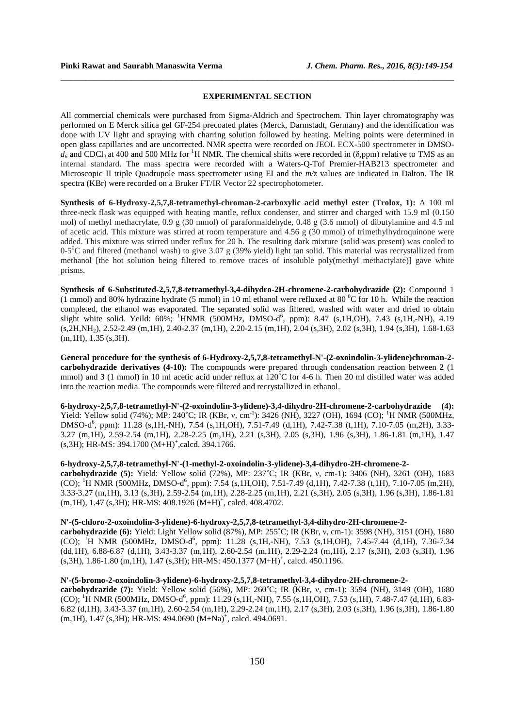## EXPERIMENTAL SECTION

All commercial chemicals were purchased from Sigma-Aldrich and Spectrochem. Thin layer chromatography was performed on E Merck silica gel GF-254 precoated plates (Merck, Darmstadt, Germany) and the identification was done with UV light and spraying with charring solution followed by heating. Melting points were determined in open glass capillaries and are uncorrected. NMR spectra were recorded on JEOL ECX-500 spectrometer in DMSO-$d_6$ and $CDCl_3$ at 400 and 500 MHz for $^1$H NMR. The chemical shifts were recorded in (δ,ppm) relative to TMS as an internal standard. The mass spectra were recorded with a Waters-Q-Tof Premier-HAB213 spectrometer and Microscopic II triple Quadrupole mass spectrometer using EI and the *m/z* values are indicated in Dalton. The IR spectra (KBr) were recorded on a Bruker FT/IR Vector 22 spectrophotometer.

**Synthesis of 6-Hydroxy-2,5,7,8-tetramethyl-chroman-2-carboxylic acid methyl ester (Trolox, 1):** A 100 ml three-neck flask was equipped with heating mantle, reflux condenser, and stirrer and charged with 15.9 ml (0.150 mol) of methyl methacrylate, 0.9 g (30 mmol) of paraformaldehyde, 0.48 g (3.6 mmol) of dibutylamine and 4.5 ml of acetic acid. This mixture was stirred at room temperature and 4.56 g (30 mmol) of trimethylhydroquinone were added. This mixture was stirred under reflux for 20 h. The resulting dark mixture (solid was present) was cooled to 0-5$^0$C and filtered (methanol wash) to give 3.07 g (39% yield) light tan solid. This material was recrystallized from methanol [the hot solution being filtered to remove traces of insoluble poly(methyl methactylate)] gave white prisms.

**Synthesis of 6-Substituted-2,5,7,8-tetramethyl-3,4-dihydro-2H-chromene-2-carbohydrazide (2):** Compound 1 (1 mmol) and 80% hydrazine hydrate (5 mmol) in 10 ml ethanol were refluxed at 80 $^0$C for 10 h. While the reaction completed, the ethanol was evaporated. The separated solid was filtered, washed with water and dried to obtain slight white solid. Yeild: 60%; $^1$HNMR (500MHz, DMSO-d$^6$, ppm): 8.47 (s,1H,OH), 7.43 (s,1H,-NH), 4.19 (s,2H,$NH_2$), 2.52-2.49 (m,1H), 2.40-2.37 (m,1H), 2.20-2.15 (m,1H), 2.04 (s,3H), 2.02 (s,3H), 1.94 (s,3H), 1.68-1.63 (m,1H), 1.35 (s,3H).

**General procedure for the synthesis of 6-Hydroxy-2,5,7,8-tetramethyl-N'-(2-oxoindolin-3-ylidene)chroman-2-carbohydrazide derivatives (4-10):** The compounds were prepared through condensation reaction between **2** (1 mmol) and **3** (1 mmol) in 10 ml acetic acid under reflux at 120˚C for 4-6 h. Then 20 ml distilled water was added into the reaction media. The compounds were filtered and recrystallized in ethanol.

**6-hydroxy-2,5,7,8-tetramethyl-N'-(2-oxoindolin-3-ylidene)-3,4-dihydro-2H-chromene-2-carbohydrazide (4):** Yield: Yellow solid (74%); MP: 240˚C; IR (KBr, ν, cm$^{-1}$): 3426 (NH), 3227 (OH), 1694 (CO); $^1$H NMR (500MHz, DMSO-d$^6$, ppm): 11.28 (s,1H,-NH), 7.54 (s,1H,OH), 7.51-7.49 (d,1H), 7.42-7.38 (t,1H), 7.10-7.05 (m,2H), 3.33-3.27 (m,1H), 2.59-2.54 (m,1H), 2.28-2.25 (m,1H), 2.21 (s,3H), 2.05 (s,3H), 1.96 (s,3H), 1.86-1.81 (m,1H), 1.47 (s,3H); HR-MS: 394.1700 $(M+H)^+$,calcd. 394.1766.

**6-hydroxy-2,5,7,8-tetramethyl-N'-(1-methyl-2-oxoindolin-3-ylidene)-3,4-dihydro-2H-chromene-2-carbohydrazide (5):** Yield: Yellow solid (72%), MP: 237˚C; IR (KBr, ν, cm-1): 3406 (NH), 3261 (OH), 1683 (CO); $^1$H NMR (500MHz, DMSO-d$^6$, ppm): 7.54 (s,1H,OH), 7.51-7.49 (d,1H), 7.42-7.38 (t,1H), 7.10-7.05 (m,2H), 3.33-3.27 (m,1H), 3.13 (s,3H), 2.59-2.54 (m,1H), 2.28-2.25 (m,1H), 2.21 (s,3H), 2.05 (s,3H), 1.96 (s,3H), 1.86-1.81 (m,1H), 1.47 (s,3H); HR-MS: 408.1926 $(M+H)^+$, calcd. 408.4702.

**N'-(5-chloro-2-oxoindolin-3-ylidene)-6-hydroxy-2,5,7,8-tetramethyl-3,4-dihydro-2H-chromene-2-carbohydrazide (6):** Yield: Light Yellow solid (87%), MP: 255˚C; IR (KBr, ν, cm-1): 3598 (NH), 3151 (OH), 1680 (CO); $^1$H NMR (500MHz, DMSO-d$^6$, ppm): 11.28 (s,1H,-NH), 7.53 (s,1H,OH), 7.45-7.44 (d,1H), 7.36-7.34 (dd,1H), 6.88-6.87 (d,1H), 3.43-3.37 (m,1H), 2.60-2.54 (m,1H), 2.29-2.24 (m,1H), 2.17 (s,3H), 2.03 (s,3H), 1.96 (s,3H), 1.86-1.80 (m,1H), 1.47 (s,3H); HR-MS: 450.1377 $(M+H)^+$, calcd. 450.1196.

**N'-(5-bromo-2-oxoindolin-3-ylidene)-6-hydroxy-2,5,7,8-tetramethyl-3,4-dihydro-2H-chromene-2-carbohydrazide (7):** Yield: Yellow solid (56%), MP: 260˚C; IR (KBr, ν, cm-1): 3594 (NH), 3149 (OH), 1680 (CO); $^1$H NMR (500MHz, DMSO-d$^6$, ppm): 11.29 (s,1H,-NH), 7.55 (s,1H,OH), 7.53 (s,1H), 7.48-7.47 (d,1H), 6.83-6.82 (d,1H), 3.43-3.37 (m,1H), 2.60-2.54 (m,1H), 2.29-2.24 (m,1H), 2.17 (s,3H), 2.03 (s,3H), 1.96 (s,3H), 1.86-1.80 (m,1H), 1.47 (s,3H); HR-MS: 494.0690 $(M+Na)^+$, calcd. 494.0691.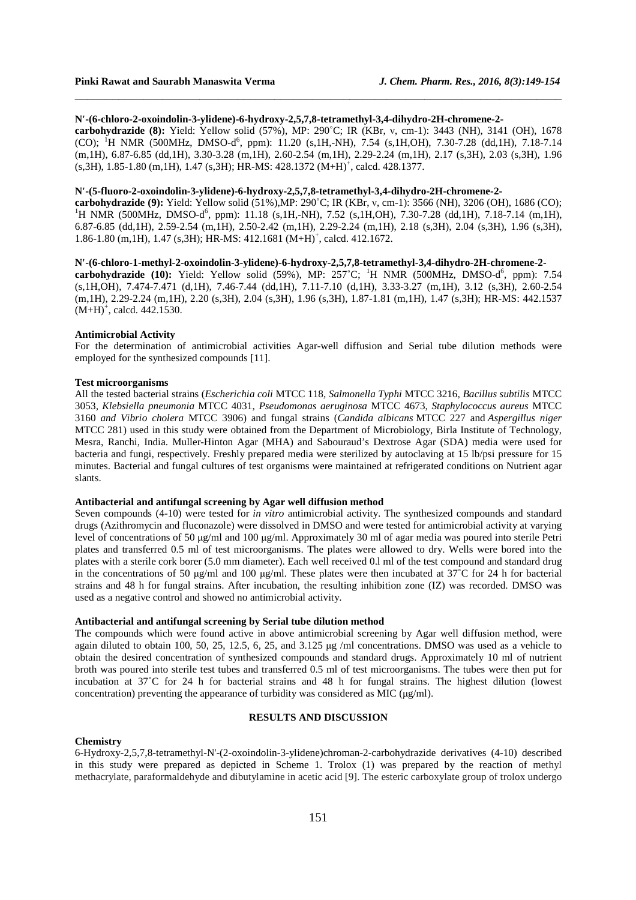**N'-(6-chloro-2-oxoindolin-3-ylidene)-6-hydroxy-2,5,7,8-tetramethyl-3,4-dihydro-2H-chromene-2-carbohydrazide (8):** Yield: Yellow solid (57%), MP: 290˚C; IR (KBr, ν, cm-1): 3443 (NH), 3141 (OH), 1678 (CO); $^1$H NMR (500MHz, DMSO-d$^6$, ppm): 11.20 (s,1H,-NH), 7.54 (s,1H,OH), 7.30-7.28 (dd,1H), 7.18-7.14 (m,1H), 6.87-6.85 (dd,1H), 3.30-3.28 (m,1H), 2.60-2.54 (m,1H), 2.29-2.24 (m,1H), 2.17 (s,3H), 2.03 (s,3H), 1.96 (s,3H), 1.85-1.80 (m,1H), 1.47 (s,3H); HR-MS: 428.1372 $(M+H)^+$, calcd. 428.1377.

**N'-(5-fluoro-2-oxoindolin-3-ylidene)-6-hydroxy-2,5,7,8-tetramethyl-3,4-dihydro-2H-chromene-2-carbohydrazide (9):** Yield: Yellow solid (51%),MP: 290˚C; IR (KBr, ν, cm-1): 3566 (NH), 3206 (OH), 1686 (CO); $^1$H NMR (500MHz, DMSO-d$^6$, ppm): 11.18 (s,1H,-NH), 7.52 (s,1H,OH), 7.30-7.28 (dd,1H), 7.18-7.14 (m,1H), 6.87-6.85 (dd,1H), 2.59-2.54 (m,1H), 2.50-2.42 (m,1H), 2.29-2.24 (m,1H), 2.18 (s,3H), 2.04 (s,3H), 1.96 (s,3H), 1.86-1.80 (m,1H), 1.47 (s,3H); HR-MS: 412.1681 $(M+H)^+$, calcd. 412.1672.

**N'-(6-chloro-1-methyl-2-oxoindolin-3-ylidene)-6-hydroxy-2,5,7,8-tetramethyl-3,4-dihydro-2H-chromene-2-carbohydrazide (10):** Yield: Yellow solid (59%), MP: 257˚C; $^1$H NMR (500MHz, DMSO-d$^6$, ppm): 7.54 (s,1H,OH), 7.474-7.471 (d,1H), 7.46-7.44 (dd,1H), 7.11-7.10 (d,1H), 3.33-3.27 (m,1H), 3.12 (s,3H), 2.60-2.54 (m,1H), 2.29-2.24 (m,1H), 2.20 (s,3H), 2.04 (s,3H), 1.96 (s,3H), 1.87-1.81 (m,1H), 1.47 (s,3H); HR-MS: 442.1537 $(M+H)^+$, calcd. 442.1530.

### Antimicrobial Activity

For the determination of antimicrobial activities Agar-well diffusion and Serial tube dilution methods were employed for the synthesized compounds [11].

### Test microorganisms

All the tested bacterial strains (*Escherichia coli* MTCC 118, *Salmonella Typhi* MTCC 3216, *Bacillus subtilis* MTCC 3053, *Klebsiella pneumonia* MTCC 4031, *Pseudomonas aeruginosa* MTCC 4673, *Staphylococcus aureus* MTCC 3160 *and Vibrio cholera* MTCC 3906) and fungal strains (*Candida albicans* MTCC 227 and *Aspergillus niger* MTCC 281) used in this study were obtained from the Department of Microbiology, Birla Institute of Technology, Mesra, Ranchi, India. Muller-Hinton Agar (MHA) and Sabouraud's Dextrose Agar (SDA) media were used for bacteria and fungi, respectively. Freshly prepared media were sterilized by autoclaving at 15 lb/psi pressure for 15 minutes. Bacterial and fungal cultures of test organisms were maintained at refrigerated conditions on Nutrient agar slants.

### Antibacterial and antifungal screening by Agar well diffusion method

Seven compounds (4-10) were tested for *in vitro* antimicrobial activity. The synthesized compounds and standard drugs (Azithromycin and fluconazole) were dissolved in DMSO and were tested for antimicrobial activity at varying level of concentrations of 50 μg/ml and 100 μg/ml. Approximately 30 ml of agar media was poured into sterile Petri plates and transferred 0.5 ml of test microorganisms. The plates were allowed to dry. Wells were bored into the plates with a sterile cork borer (5.0 mm diameter). Each well received 0.l ml of the test compound and standard drug in the concentrations of 50 μg/ml and 100 μg/ml. These plates were then incubated at 37˚C for 24 h for bacterial strains and 48 h for fungal strains. After incubation, the resulting inhibition zone (IZ) was recorded. DMSO was used as a negative control and showed no antimicrobial activity.

### Antibacterial and antifungal screening by Serial tube dilution method

The compounds which were found active in above antimicrobial screening by Agar well diffusion method, were again diluted to obtain 100, 50, 25, 12.5, 6, 25, and 3.125 μg /ml concentrations. DMSO was used as a vehicle to obtain the desired concentration of synthesized compounds and standard drugs. Approximately 10 ml of nutrient broth was poured into sterile test tubes and transferred 0.5 ml of test microorganisms. The tubes were then put for incubation at 37˚C for 24 h for bacterial strains and 48 h for fungal strains. The highest dilution (lowest concentration) preventing the appearance of turbidity was considered as MIC (μg/ml).

## RESULTS AND DISCUSSION

### Chemistry

6-Hydroxy-2,5,7,8-tetramethyl-N'-(2-oxoindolin-3-ylidene)chroman-2-carbohydrazide derivatives (4-10) described in this study were prepared as depicted in Scheme 1. Trolox (1) was prepared by the reaction of methyl methacrylate, paraformaldehyde and dibutylamine in acetic acid [9]. The esteric carboxylate group of trolox undergo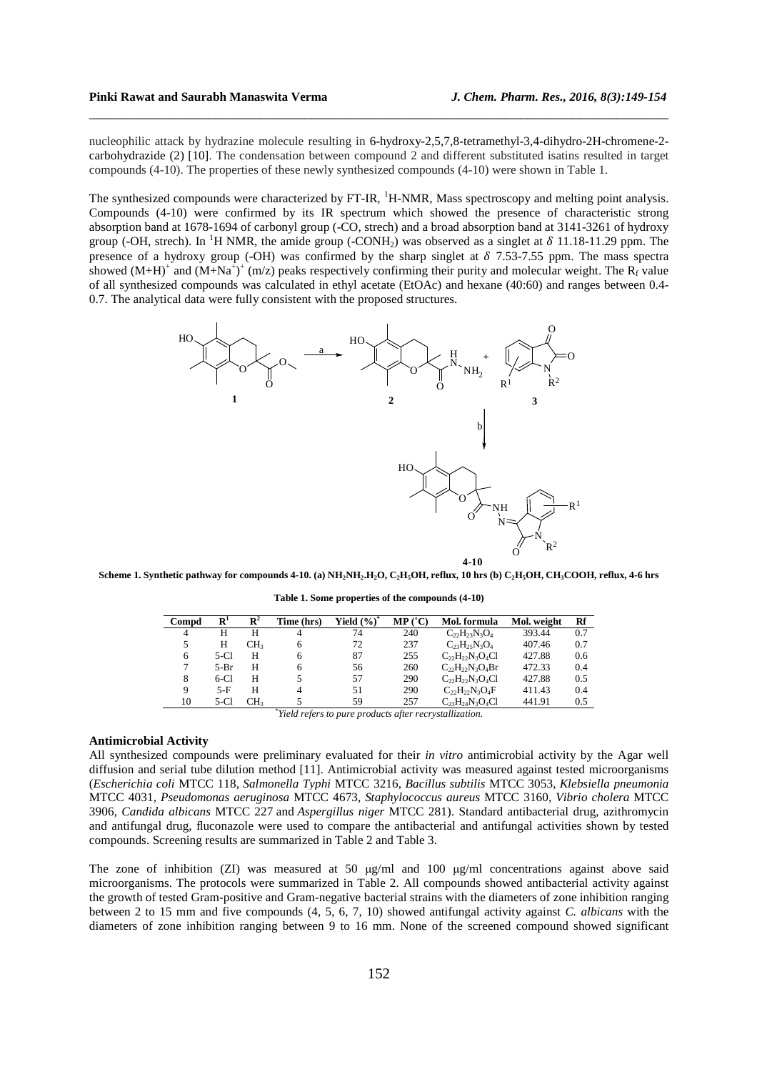nucleophilic attack by hydrazine molecule resulting in 6-hydroxy-2,5,7,8-tetramethyl-3,4-dihydro-2H-chromene-2-carbohydrazide (2) [10]. The condensation between compound 2 and different substituted isatins resulted in target compounds (4-10). The properties of these newly synthesized compounds (4-10) were shown in Table 1.

The synthesized compounds were characterized by FT-IR, $^1$H-NMR, Mass spectroscopy and melting point analysis. Compounds (4-10) were confirmed by its IR spectrum which showed the presence of characteristic strong absorption band at 1678-1694 of carbonyl group (-CO, strech) and a broad absorption band at 3141-3261 of hydroxy group (-OH, strech). In $^1$H NMR, the amide group (-CONH$_2$) was observed as a singlet at $\delta$ 11.18-11.29 ppm. The presence of a hydroxy group (-OH) was confirmed by the sharp singlet at $\delta$ 7.53-7.55 ppm. The mass spectra showed $(M+H)^+$ and $(M+Na^+)^+$ (m/z) peaks respectively confirming their purity and molecular weight. The $R_f$ value of all synthesized compounds was calculated in ethyl acetate (EtOAc) and hexane (40:60) and ranges between 0.4-0.7. The analytical data were fully consistent with the proposed structures.

**Scheme 1. Synthetic pathway for compounds 4-10. (a) $NH_2NH_2.H_2O$, $C_2H_5OH$, reflux, 10 hrs (b) $C_2H_5OH$, $CH_3COOH$, reflux, 4-6 hrs**

**Table 1. Some properties of the compounds (4-10)**

| Compd | $R^1$ | $R^2$ | Time (hrs) | Yield (%)* | MP (˚C) | Mol. formula | Mol. weight | Rf |
|---|---|---|---|---|---|---|---|---|
| 4 | H | H | 4 | 74 | 240 | $C_{22}H_{23}N_3O_4$ | 393.44 | 0.7 |
| 5 | H | $CH_3$ | 6 | 72 | 237 | $C_{23}H_{25}N_3O_4$ | 407.46 | 0.7 |
| 6 | 5-Cl | H | 6 | 87 | 255 | $C_{22}H_{22}N_3O_4Cl$ | 427.88 | 0.6 |
| 7 | 5-Br | H | 6 | 56 | 260 | $C_{22}H_{22}N_3O_4Br$ | 472.33 | 0.4 |
| 8 | 6-Cl | H | 5 | 57 | 290 | $C_{22}H_{22}N_3O_4Cl$ | 427.88 | 0.5 |
| 9 | 5-F | H | 4 | 51 | 290 | $C_{22}H_{22}N_3O_4F$ | 411.43 | 0.4 |
| 10 | 5-Cl | $CH_3$ | 5 | 59 | 257 | $C_{23}H_{24}N_3O_4Cl$ | 441.91 | 0.5 |

*Yield refers to pure products after recrystallization.*

### Antimicrobial Activity

All synthesized compounds were preliminary evaluated for their *in vitro* antimicrobial activity by the Agar well diffusion and serial tube dilution method [11]. Antimicrobial activity was measured against tested microorganisms (*Escherichia coli* MTCC 118, *Salmonella Typhi* MTCC 3216, *Bacillus subtilis* MTCC 3053, *Klebsiella pneumonia* MTCC 4031, *Pseudomonas aeruginosa* MTCC 4673, *Staphylococcus aureus* MTCC 3160, *Vibrio cholera* MTCC 3906, *Candida albicans* MTCC 227 and *Aspergillus niger* MTCC 281). Standard antibacterial drug, azithromycin and antifungal drug, fluconazole were used to compare the antibacterial and antifungal activities shown by tested compounds. Screening results are summarized in Table 2 and Table 3.

The zone of inhibition (ZI) was measured at 50 μg/ml and 100 μg/ml concentrations against above said microorganisms. The protocols were summarized in Table 2. All compounds showed antibacterial activity against the growth of tested Gram-positive and Gram-negative bacterial strains with the diameters of zone inhibition ranging between 2 to 15 mm and five compounds (4, 5, 6, 7, 10) showed antifungal activity against *C. albicans* with the diameters of zone inhibition ranging between 9 to 16 mm. None of the screened compound showed significant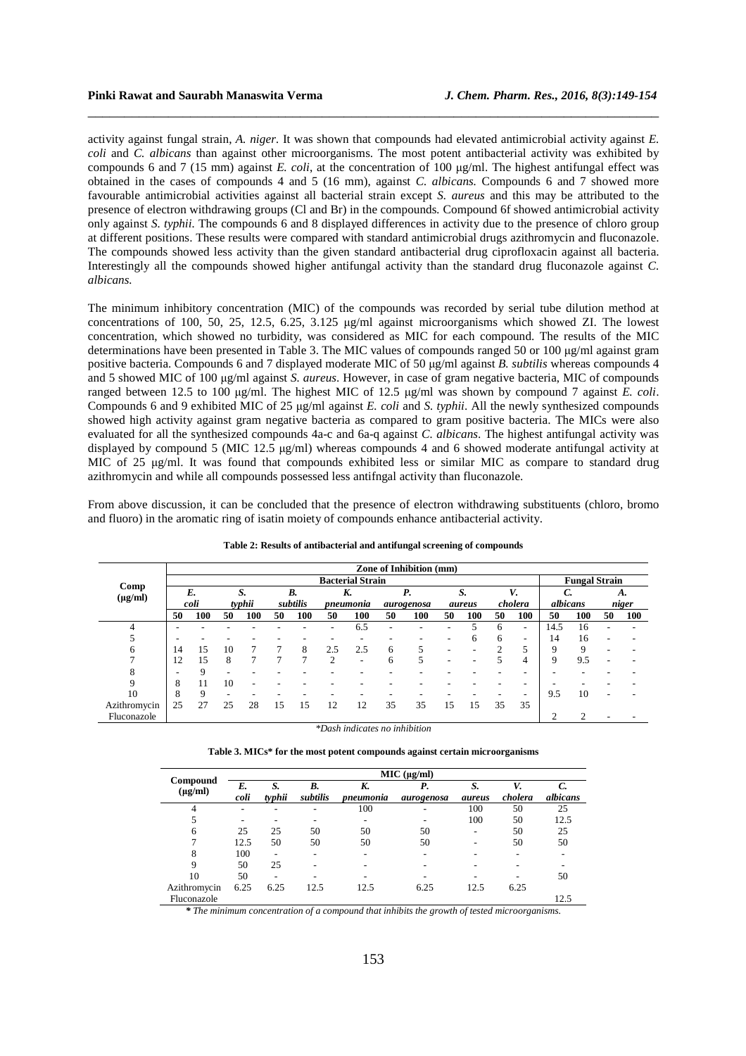activity against fungal strain, *A. niger*. It was shown that compounds had elevated antimicrobial activity against *E. coli* and *C. albicans* than against other microorganisms. The most potent antibacterial activity was exhibited by compounds 6 and 7 (15 mm) against *E. coli*, at the concentration of 100 μg/ml. The highest antifungal effect was obtained in the cases of compounds 4 and 5 (16 mm), against *C. albicans.* Compounds 6 and 7 showed more favourable antimicrobial activities against all bacterial strain except *S. aureus* and this may be attributed to the presence of electron withdrawing groups (Cl and Br) in the compounds. Compound 6f showed antimicrobial activity only against *S. typhii.* The compounds 6 and 8 displayed differences in activity due to the presence of chloro group at different positions. These results were compared with standard antimicrobial drugs azithromycin and fluconazole. The compounds showed less activity than the given standard antibacterial drug ciprofloxacin against all bacteria. Interestingly all the compounds showed higher antifungal activity than the standard drug fluconazole against *C. albicans.*

The minimum inhibitory concentration (MIC) of the compounds was recorded by serial tube dilution method at concentrations of 100, 50, 25, 12.5, 6.25, 3.125 μg/ml against microorganisms which showed ZI. The lowest concentration, which showed no turbidity, was considered as MIC for each compound. The results of the MIC determinations have been presented in Table 3. The MIC values of compounds ranged 50 or 100 μg/ml against gram positive bacteria. Compounds 6 and 7 displayed moderate MIC of 50 μg/ml against *B. subtilis* whereas compounds 4 and 5 showed MIC of 100 μg/ml against *S. aureus*. However, in case of gram negative bacteria, MIC of compounds ranged between 12.5 to 100 μg/ml. The highest MIC of 12.5 μg/ml was shown by compound 7 against *E. coli*. Compounds 6 and 9 exhibited MIC of 25 μg/ml against *E. coli* and *S. typhii*. All the newly synthesized compounds showed high activity against gram negative bacteria as compared to gram positive bacteria. The MICs were also evaluated for all the synthesized compounds 4a-c and 6a-q against *C. albicans*. The highest antifungal activity was displayed by compound 5 (MIC 12.5 μg/ml) whereas compounds 4 and 6 showed moderate antifungal activity at MIC of 25 μg/ml. It was found that compounds exhibited less or similar MIC as compare to standard drug azithromycin and while all compounds possessed less antifngal activity than fluconazole.

From above discussion, it can be concluded that the presence of electron withdrawing substituents (chloro, bromo and fluoro) in the aromatic ring of isatin moiety of compounds enhance antibacterial activity.

**Table 2: Results of antibacterial and antifungal screening of compounds**

| Comp (μg/ml) | Zone of Inhibition (mm) | | | | | | | | | | | | | | | | | | | |
|---|---|---|---|---|---|---|---|---|---|---|---|---|---|---|---|---|---|---|---|---|
| | Bacterial Strain | | | | | | | | | | | | | | | | Fungal Strain | | | |
| | *E. coli* | | *S. typhii* | | *B. subtilis* | | *K. pneumonia* | | *P. aurogenosa* | | *S. aureus* | | *V. cholera* | | | | *C. albicans* | | *A. niger* | |
| | 50 | 100 | 50 | 100 | 50 | 100 | 50 | 100 | 50 | 100 | 50 | 100 | 50 | 100 | | | 50 | 100 | 50 | 100 |
| 4 | - | - | - | - | - | - | - | 6.5 | - | - | - | 5 | 6 | - | | | 14.5 | 16 | - | - |
| 5 | - | - | - | - | - | - | - | - | - | - | - | 6 | 6 | - | | | 14 | 16 | - | - |
| 6 | 14 | 15 | 10 | 7 | 7 | 8 | 2.5 | 2.5 | 6 | 5 | - | - | 2 | 5 | | | 9 | 9 | - | - |
| 7 | 12 | 15 | 8 | 7 | 7 | 7 | 2 | - | 6 | 5 | - | - | 5 | 4 | | | 9 | 9.5 | - | - |
| 8 | - | 9 | - | - | - | - | - | - | - | - | - | - | - | - | | | - | - | - | - |
| 9 | 8 | 11 | 10 | - | - | - | - | - | - | - | - | - | - | - | | | - | - | - | - |
| 10 | 8 | 9 | - | - | - | - | - | - | - | - | - | - | - | - | | | 9.5 | 10 | - | - |
| Azithromycin | 25 | 27 | 25 | 28 | 15 | 15 | 12 | 12 | 35 | 35 | 15 | 15 | 35 | 35 | | | | | | |
| Fluconazole | | | | | | | | | | | | | | | | | 2 | 2 | - | - |

*\*Dash indicates no inhibition*

**Table 3. MICs\* for the most potent compounds against certain microorganisms**

| Compound (μg/ml) | MIC (μg/ml) | | | | | | | |
|---|---|---|---|---|---|---|---|---|
| | *E. coli* | *S. typhii* | *B. subtilis* | *K. pneumonia* | *P. aurogenosa* | *S. aureus* | *V. cholera* | *C. albicans* |
| 4 | - | - | - | 100 | - | 100 | 50 | 25 |
| 5 | - | - | - | - | - | 100 | 50 | 12.5 |
| 6 | 25 | 25 | 50 | 50 | 50 | - | 50 | 25 |
| 7 | 12.5 | 50 | 50 | 50 | 50 | - | 50 | 50 |
| 8 | 100 | - | - | - | - | - | - | - |
| 9 | 50 | 25 | - | - | - | - | - | - |
| 10 | 50 | - | - | - | - | - | - | 50 |
| Azithromycin | 6.25 | 6.25 | 12.5 | 12.5 | 6.25 | 12.5 | 6.25 | |
| Fluconazole | | | | | | | | 12.5 |

**\*** *The minimum concentration of a compound that inhibits the growth of tested microorganisms.*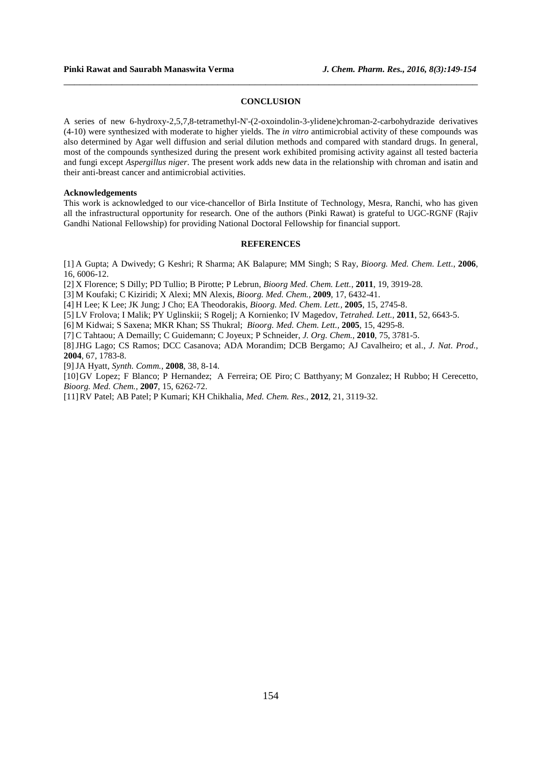## CONCLUSION

A series of new 6-hydroxy-2,5,7,8-tetramethyl-N'-(2-oxoindolin-3-ylidene)chroman-2-carbohydrazide derivatives (4-10) were synthesized with moderate to higher yields. The *in vitro* antimicrobial activity of these compounds was also determined by Agar well diffusion and serial dilution methods and compared with standard drugs. In general, most of the compounds synthesized during the present work exhibited promising activity against all tested bacteria and fungi except *Aspergillus niger*. The present work adds new data in the relationship with chroman and isatin and their anti-breast cancer and antimicrobial activities.

### Acknowledgements

This work is acknowledged to our vice-chancellor of Birla Institute of Technology, Mesra, Ranchi, who has given all the infrastructural opportunity for research. One of the authors (Pinki Rawat) is grateful to UGC-RGNF (Rajiv Gandhi National Fellowship) for providing National Doctoral Fellowship for financial support.

## REFERENCES

[1] A Gupta; A Dwivedy; G Keshri; R Sharma; AK Balapure; MM Singh; S Ray, *Bioorg. Med. Chem. Lett.,* **2006**, 16, 6006-12.

[2] X Florence; S Dilly; PD Tullio; B Pirotte; P Lebrun, *Bioorg Med. Chem. Lett.,* **2011**, 19, 3919-28.

[3] M Koufaki; C Kiziridi; X Alexi; MN Alexis, *Bioorg. Med. Chem.,* **2009**, 17, 6432-41.

[4] H Lee; K Lee; JK Jung; J Cho; EA Theodorakis, *Bioorg. Med. Chem. Lett.,* **2005**, 15, 2745-8.

[5] LV Frolova; I Malik; PY Uglinskii; S Rogelj; A Kornienko; IV Magedov, *Tetrahed. Lett.,* **2011**, 52, 6643-5.

[6] M Kidwai; S Saxena; MKR Khan; SS Thukral; *Bioorg. Med. Chem. Lett.,* **2005**, 15, 4295-8.

[7] C Tahtaou; A Demailly; C Guidemann; C Joyeux; P Schneider, *J. Org. Chem.,* **2010**, 75, 3781-5.

[8] JHG Lago; CS Ramos; DCC Casanova; ADA Morandim; DCB Bergamo; AJ Cavalheiro; et al., *J. Nat. Prod.,* **2004**, 67, 1783-8.

[9] JA Hyatt, *Synth. Comm.,* **2008**, 38, 8-14.

[10] GV Lopez; F Blanco; P Hernandez; A Ferreira; OE Piro; C Batthyany; M Gonzalez; H Rubbo; H Cerecetto, *Bioorg. Med. Chem.,* **2007**, 15, 6262-72.

[11] RV Patel; AB Patel; P Kumari; KH Chikhalia, *Med. Chem. Res.,* **2012**, 21, 3119-32.